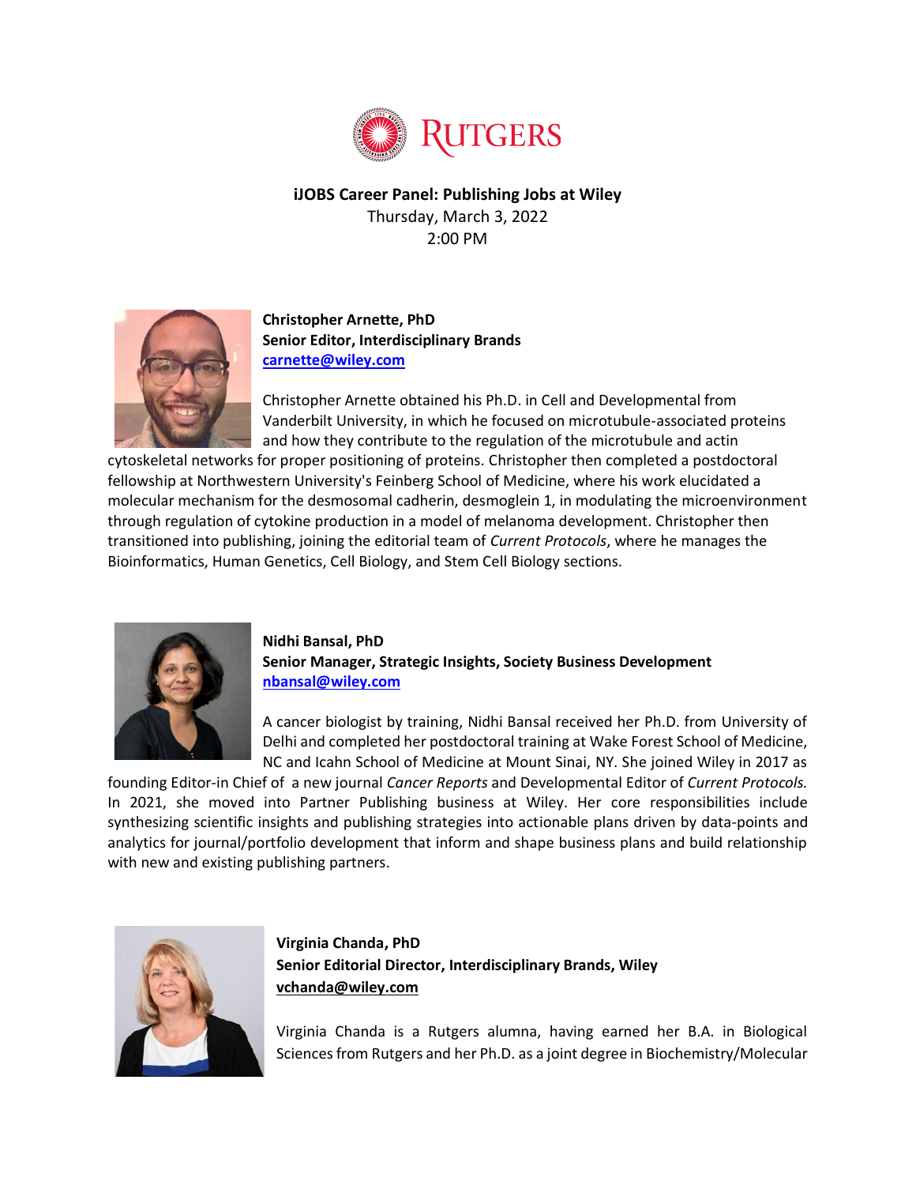**iJOBS Career Panel: Publishing Jobs at Wiley**

Thursday, March 3, 2022

2:00 PM

**Christopher Arnette, PhD**
**Senior Editor, Interdisciplinary Brands**
**carnette@wiley.com**

Christopher Arnette obtained his Ph.D. in Cell and Developmental from Vanderbilt University, in which he focused on microtubule-associated proteins and how they contribute to the regulation of the microtubule and actin cytoskeletal networks for proper positioning of proteins. Christopher then completed a postdoctoral fellowship at Northwestern University's Feinberg School of Medicine, where his work elucidated a molecular mechanism for the desmosomal cadherin, desmoglein 1, in modulating the microenvironment through regulation of cytokine production in a model of melanoma development. Christopher then transitioned into publishing, joining the editorial team of *Current Protocols*, where he manages the Bioinformatics, Human Genetics, Cell Biology, and Stem Cell Biology sections.

**Nidhi Bansal, PhD**
**Senior Manager, Strategic Insights, Society Business Development**
**nbansal@wiley.com**

A cancer biologist by training, Nidhi Bansal received her Ph.D. from University of Delhi and completed her postdoctoral training at Wake Forest School of Medicine, NC and Icahn School of Medicine at Mount Sinai, NY. She joined Wiley in 2017 as founding Editor-in Chief of a new journal *Cancer Reports* and Developmental Editor of *Current Protocols.* In 2021, she moved into Partner Publishing business at Wiley. Her core responsibilities include synthesizing scientific insights and publishing strategies into actionable plans driven by data-points and analytics for journal/portfolio development that inform and shape business plans and build relationship with new and existing publishing partners.

**Virginia Chanda, PhD**
**Senior Editorial Director, Interdisciplinary Brands, Wiley**
**vchanda@wiley.com**

Virginia Chanda is a Rutgers alumna, having earned her B.A. in Biological Sciences from Rutgers and her Ph.D. as a joint degree in Biochemistry/Molecular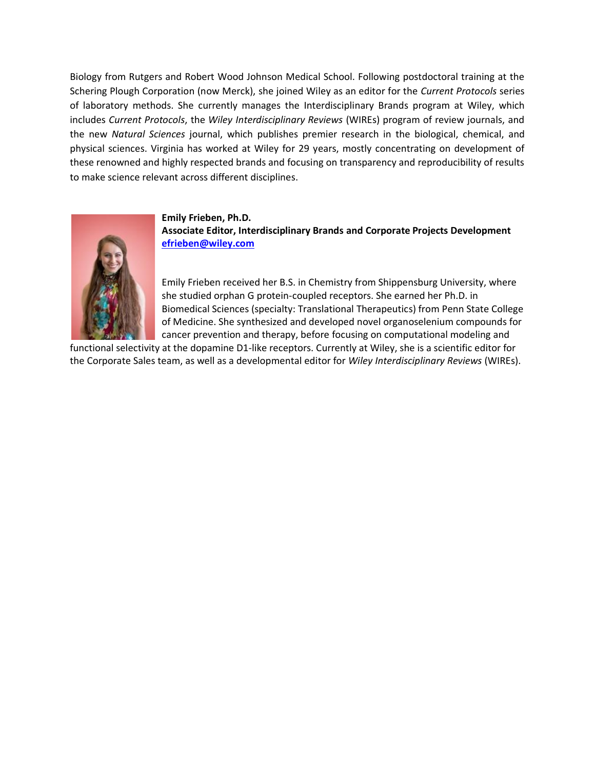Biology from Rutgers and Robert Wood Johnson Medical School. Following postdoctoral training at the Schering Plough Corporation (now Merck), she joined Wiley as an editor for the *Current Protocols* series of laboratory methods. She currently manages the Interdisciplinary Brands program at Wiley, which includes *Current Protocols*, the *Wiley Interdisciplinary Reviews* (WIREs) program of review journals, and the new *Natural Sciences* journal, which publishes premier research in the biological, chemical, and physical sciences. Virginia has worked at Wiley for 29 years, mostly concentrating on development of these renowned and highly respected brands and focusing on transparency and reproducibility of results to make science relevant across different disciplines.

**Emily Frieben, Ph.D.**
**Associate Editor, Interdisciplinary Brands and Corporate Projects Development**
**efrieben@wiley.com**

Emily Frieben received her B.S. in Chemistry from Shippensburg University, where she studied orphan G protein-coupled receptors. She earned her Ph.D. in Biomedical Sciences (specialty: Translational Therapeutics) from Penn State College of Medicine. She synthesized and developed novel organoselenium compounds for cancer prevention and therapy, before focusing on computational modeling and functional selectivity at the dopamine D1-like receptors. Currently at Wiley, she is a scientific editor for the Corporate Sales team, as well as a developmental editor for *Wiley Interdisciplinary Reviews* (WIREs).